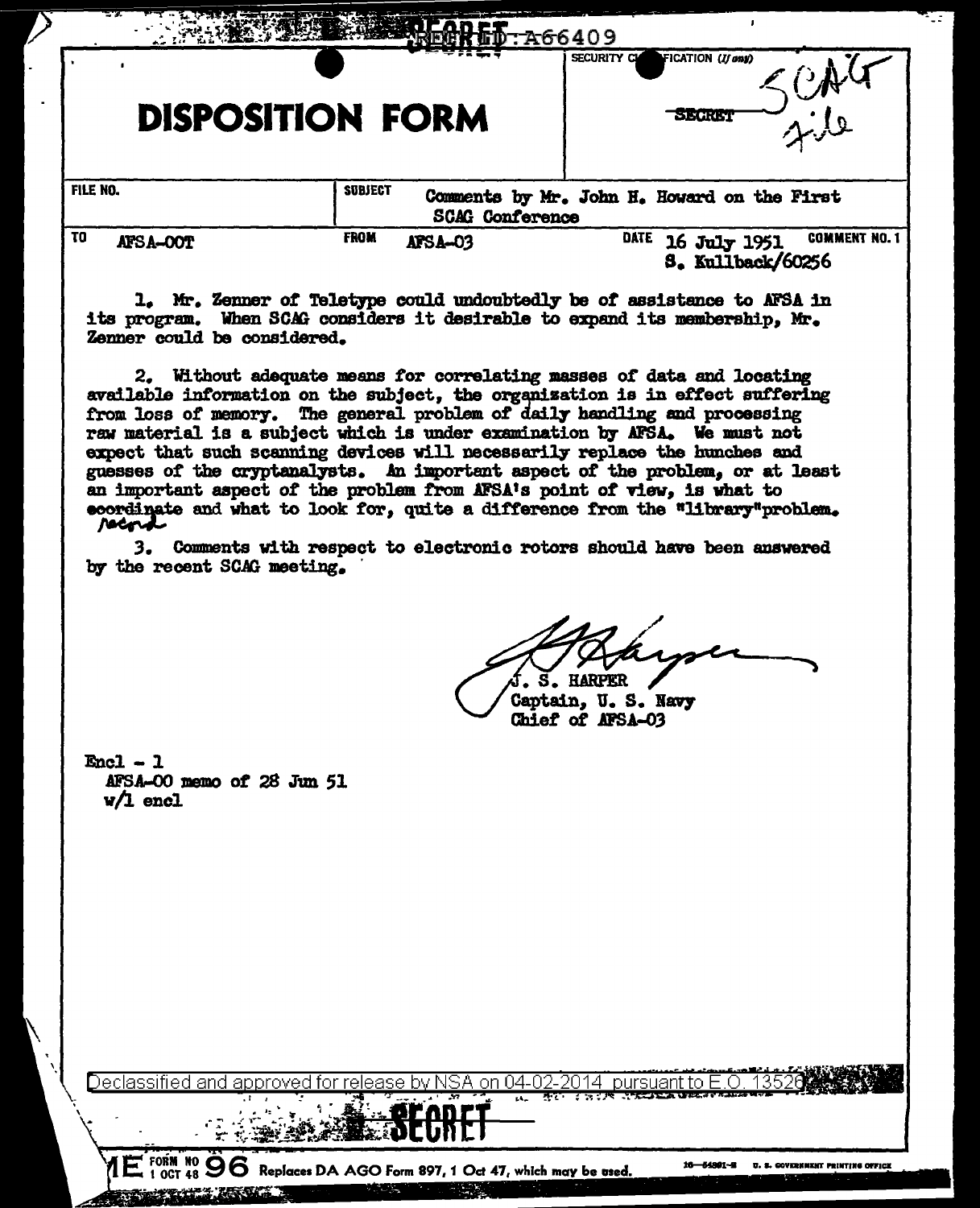REF ID:A66409

SECRET

# DISPOSITION FORM

SECURITY CLASSIFICATION (If any)

~~SECRET~~ SCAG file

| FILE NO. | SUBJECT | Comments by Mr. John H. Howard on the First SCAG Conference |
|---|---|---|
| TO AFSA-OOT | FROM AFSA-03 | DATE 16 July 1951 COMMENT NO. 1 S. Kullback/60256 |

1. Mr. Zenner of Teletype could undoubtedly be of assistance to AFSA in its program. When SCAG considers it desirable to expand its membership, Mr. Zenner could be considered.

2. Without adequate means for correlating masses of data and locating available information on the subject, the organization is in effect suffering from loss of memory. The general problem of daily handling and processing raw material is a subject which is under examination by AFSA. We must not expect that such scanning devices will necessarily replace the hunches and guesses of the cryptanalysts. An important aspect of the problem, or at least an important aspect of the problem from AFSA's point of view, is what to ~~coordinate~~ record and what to look for, quite a difference from the "library" problem.

3. Comments with respect to electronic rotors should have been answered by the recent SCAG meeting.

J. S. HARPER
Captain, U. S. Navy
Chief of AFSA-03

Encl - 1
AFSA-OO memo of 28 Jun 51
w/1 encl

Declassified and approved for release by NSA on 04-02-2014 pursuant to E.O. 13526

SECRET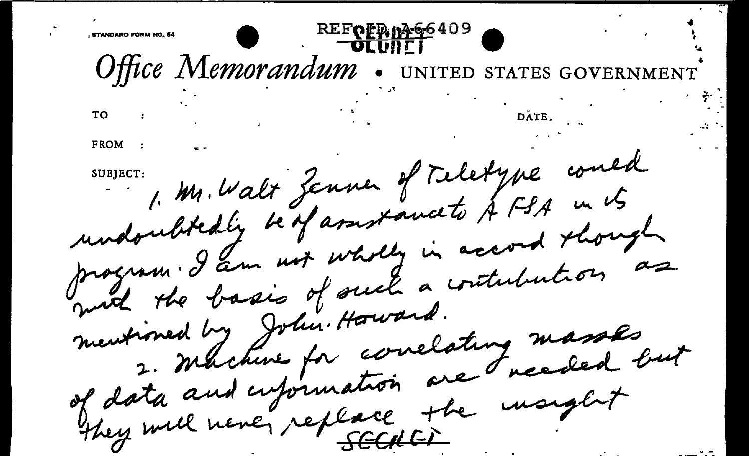STANDARD FORM NO. 64

REF ID:A66409

SECRET

# Office Memorandum • UNITED STATES GOVERNMENT

TO :

DATE.

FROM :

SUBJECT:

1. Mr. Walt Zenner of Teletype could undoubtedly be of assistance to AFSA in its program. I am not wholly in accord though with the basis of such a contribution as mentioned by John Howard.

2. Machines for correlating masses of data and information are needed but they will never replace the insight

SECRET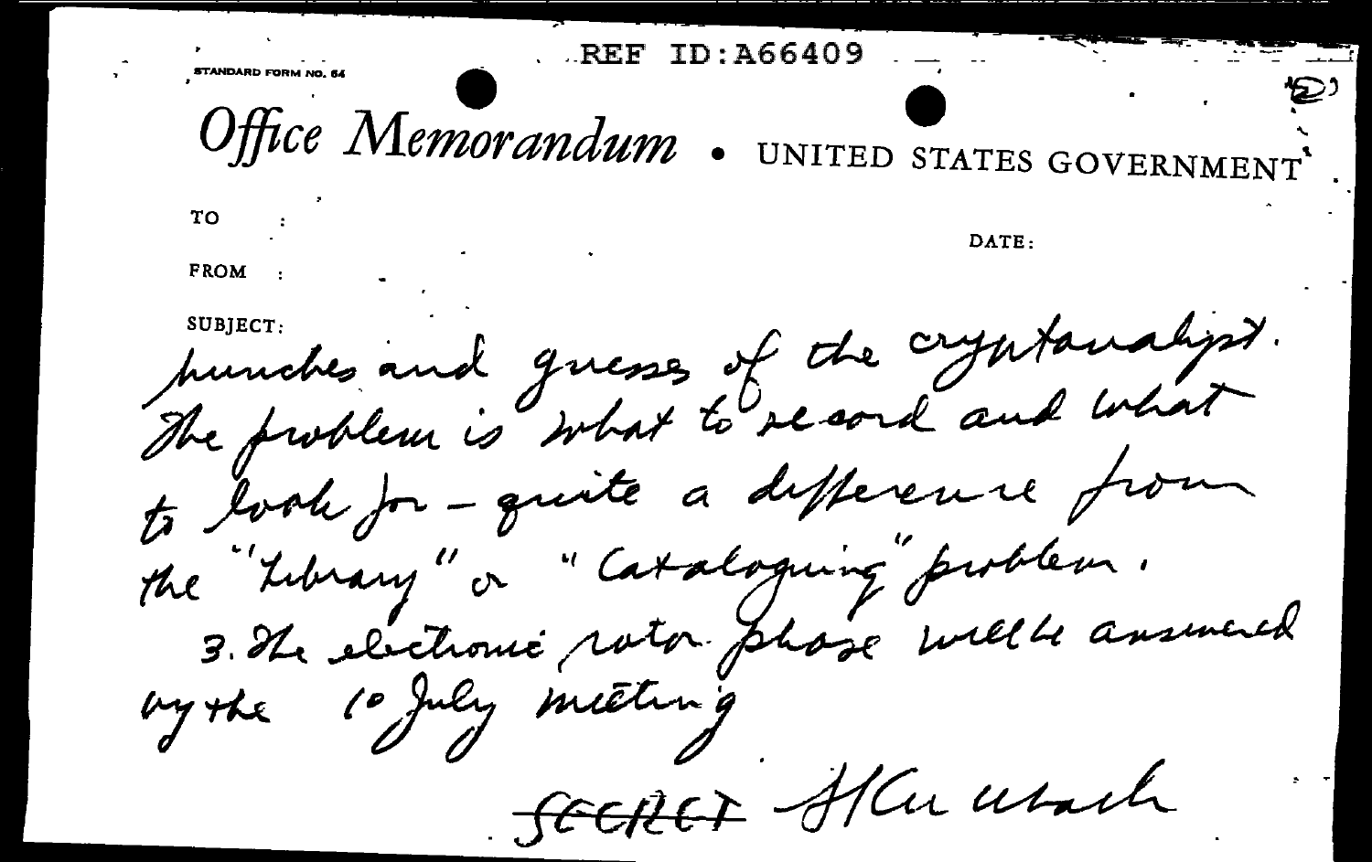REF ID:A66409

STANDARD FORM NO. 64

# Office Memorandum • UNITED STATES GOVERNMENT

TO :

DATE:

FROM :

SUBJECT:

hunches and guesses of the cryptanalyst. The problem is what to record and what to look for - quite a difference from the "Library" or "Cataloguing" problem.

3. The electronic rotor phase will be answered by the 10 July meeting

~~SECRET~~ H Campaigne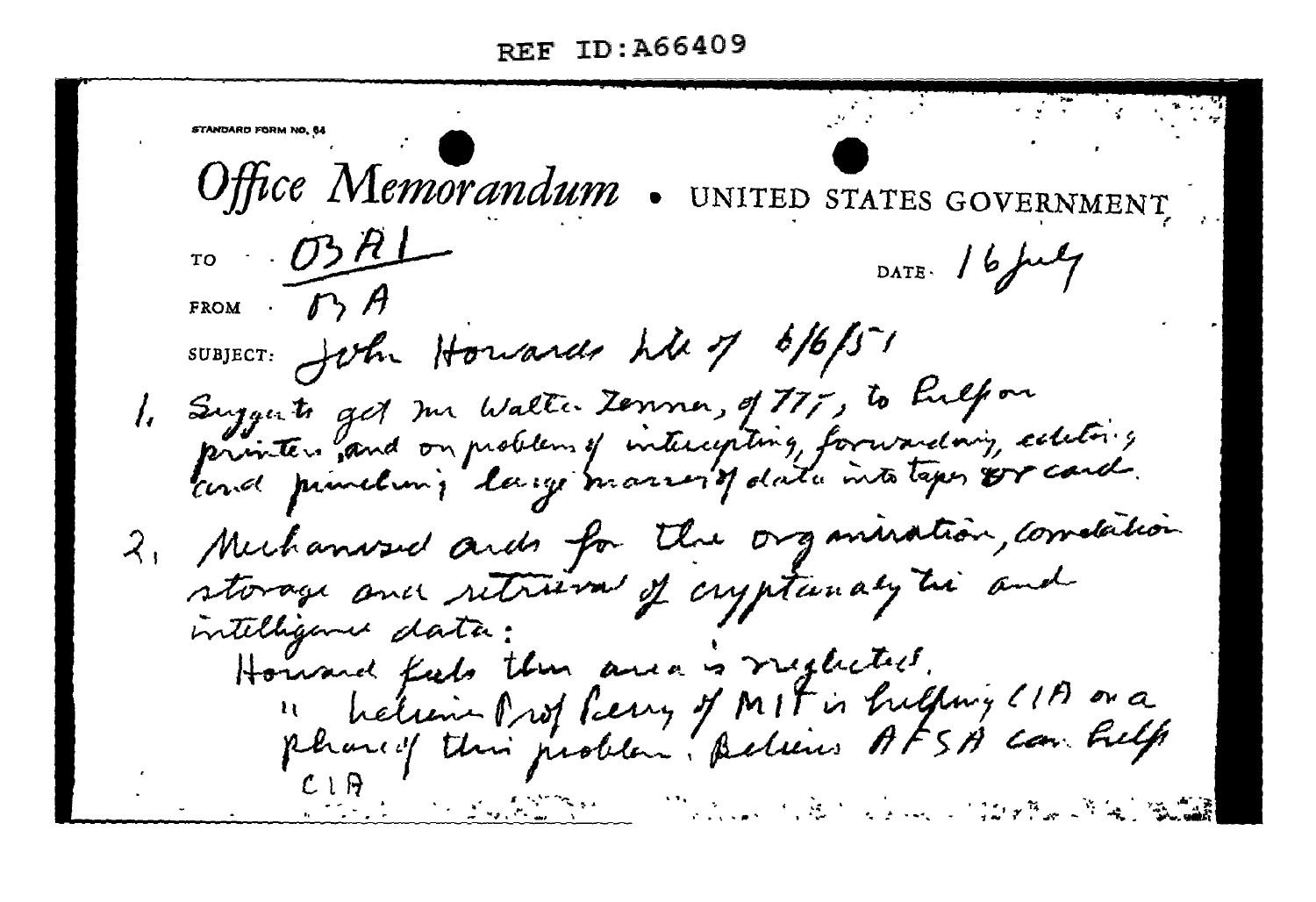REF ID:A66409

STANDARD FORM NO. 64

# Office Memorandum • UNITED STATES GOVERNMENT

TO: O3A1

FROM: O3A

DATE: 16 July

SUBJECT: John Howards ltr of 6/6/51

1. Suggests get Mr Walter Zenner, of ITT, to help on printers, and on problems of intercepting, forwarding, editing and punching large masses of data into tapes or cards.

2. Mechanized aids for the organization, correlation storage and retrieval of cryptanalytic and intelligence data:

   Howard feels this area is neglected.

   " believes Prof Perry of MIT is helping CIA on a phase of this problem. Believes AFSA can help CIA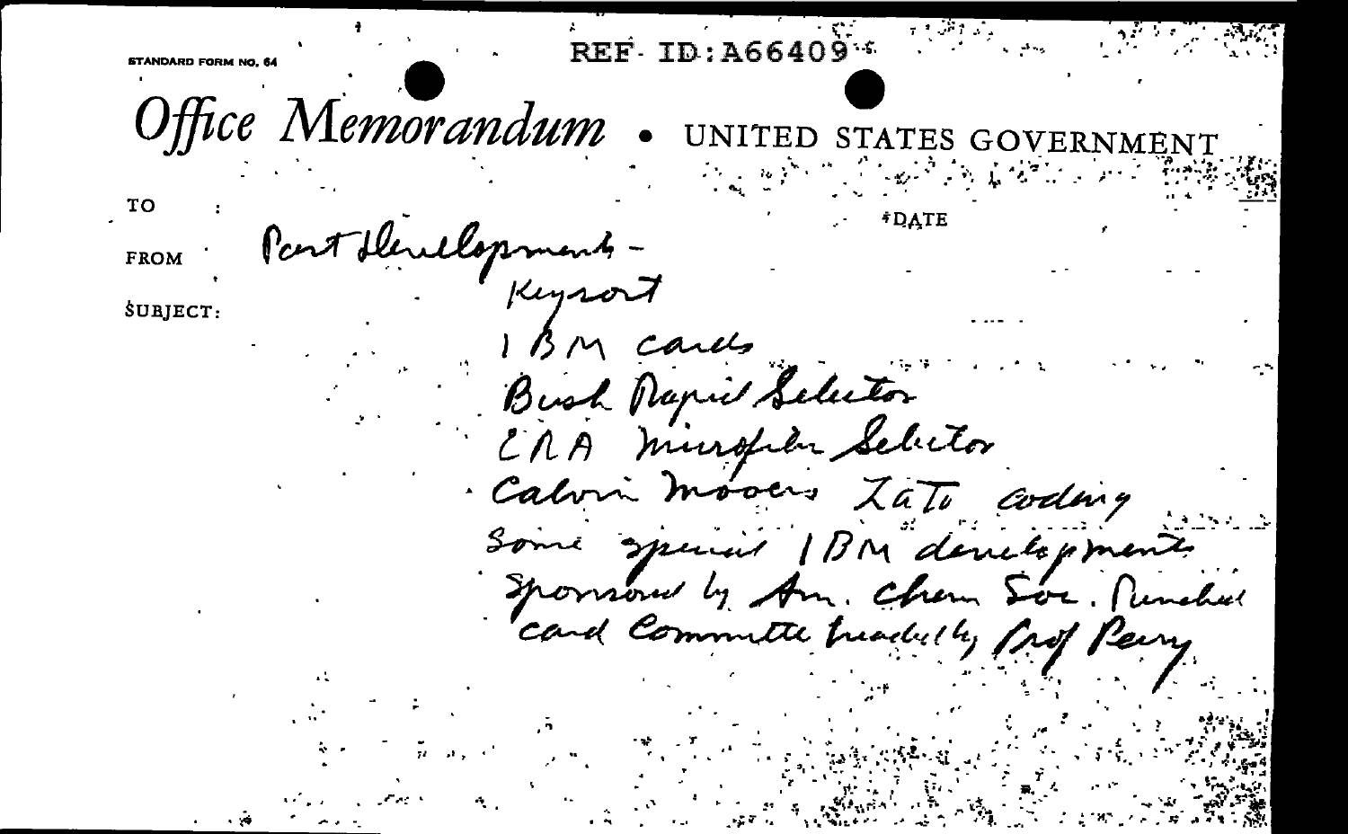REF ID:A66409

STANDARD FORM NO. 64

# Office Memorandum • UNITED STATES GOVERNMENT

TO :

FROM : Past Developments -

SUBJECT:

DATE

Keysort

IBM cards

Bush Rapid Selector

ERA Microfilm Selector

Calvin Mooers Zato coding

Some special IBM developments

Sponsored by Am. Chem Soc. Punched card Committee headed by Prof Perry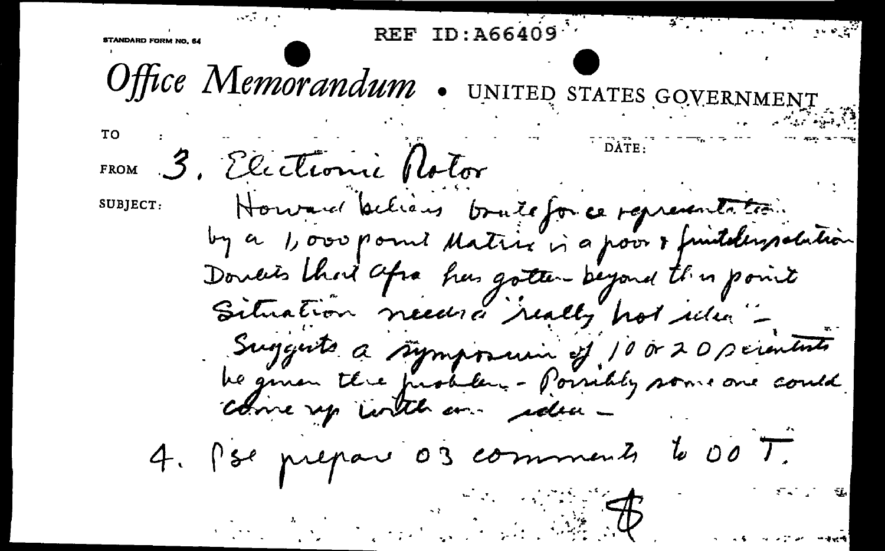STANDARD FORM NO. 64

REF ID:A66409

# Office Memorandum • UNITED STATES GOVERNMENT

TO :

DATE:

FROM 3. Electronic Rotor

SUBJECT: Howard believes brute force representation by a 1,000 point Matrix is a poor & fruitless solution. Doubts that Afsa has gotten beyond this point. Situation needs a "really hot idea" - Suggests a symposium of 10 or 20 scientists be given the problem - Possibly some one could come up with an idea -

4. Pse prepare 03 comments to 00 T.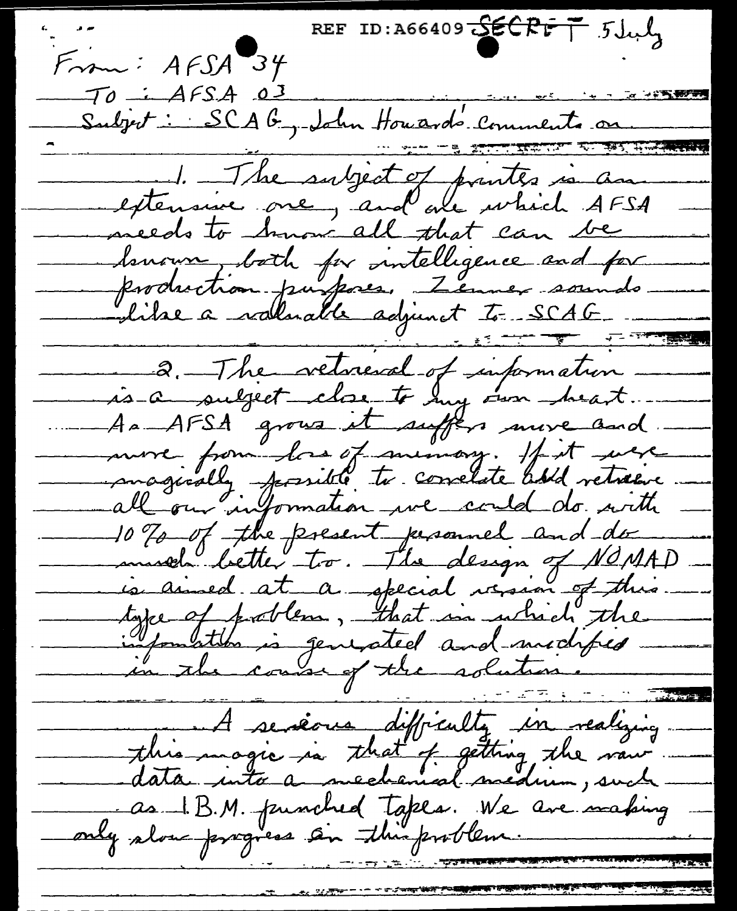REF ID:A66409 SECRET 5 July

From: AFSA 34

To: AFSA 03

Subject: SCAG, John Howard's comments on

1. The subject of printers is an extensive one, and one which AFSA needs to know all that can be known, both for intelligence and for production purposes. Zenner sounds like a valuable adjunct to SCAG.

2. The retrieval of information is a subject close to my own heart. As AFSA grows it suffers more and more from loss of memory. If it were magically possible to correlate and retrieve all our information we could do with 10% of the present personnel and do much better too. The design of NOMAD is aimed at a special version of this type of problem, that in which the information is generated and modified in the course of the solution.

A serious difficulty in realizing this magic is that of getting the raw data into a mechanical medium, such as I.B.M. punched tapes. We are making only slow progress in this problem.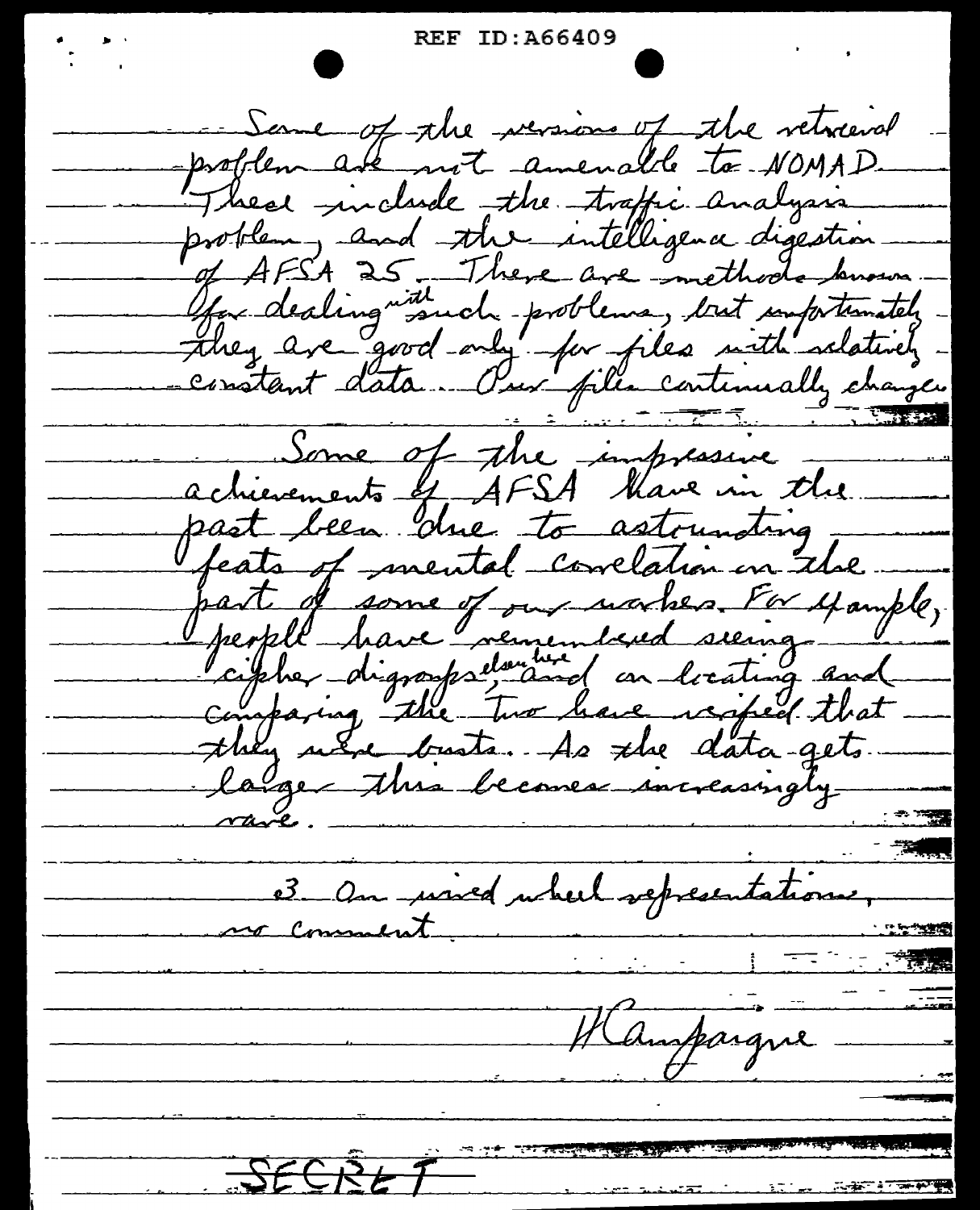Some of the versions of the retrieval problem are not amenable to NOMAD. These include the traffic analysis problem, and the intelligence digestion of AFSA 25. There are methods known for dealing with such problems, but unfortunately they are good only for files with relatively constant data. Our files continually change.

Some of the impressive achievements of AFSA have in the past been due to astounding feats of mental correlation on the part of some of our workers. For example, people have remembered seeing cipher digraphs elsewhere, and on locating and comparing the two have verified that they were busts. As the data gets larger this becomes increasingly rare.

3. On wired wheel representations, no comment.

H Campaigne

SECRET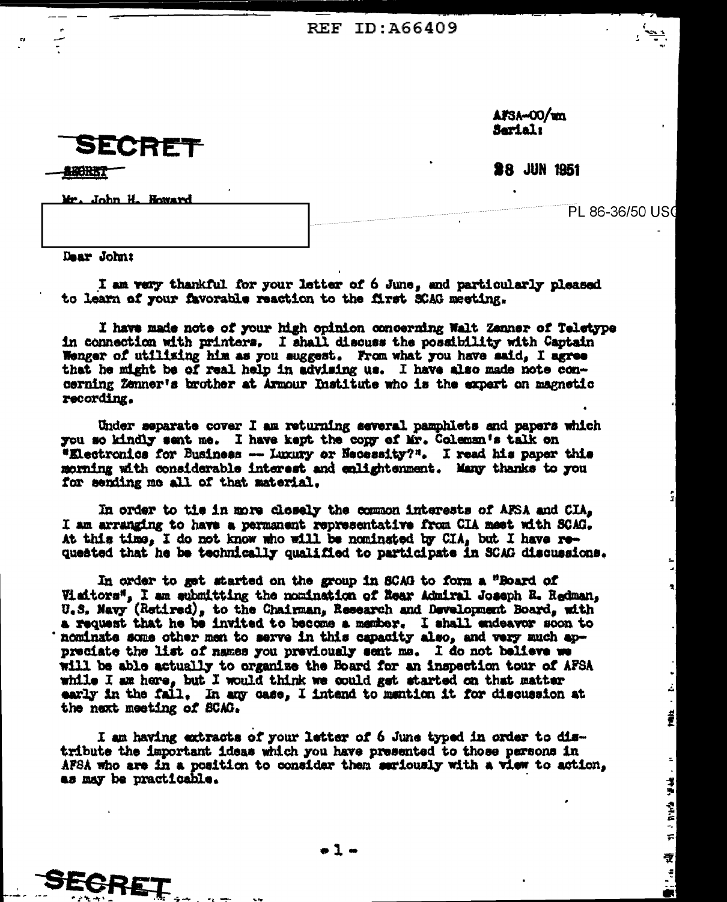REF ID:A66409

AFSA-00/wn
Serial:

**SECRET**

~~SECRET~~

28 JUN 1951

Mr. John H. Howard

PL 86-36/50 USC

Dear John:

I am very thankful for your letter of 6 June, and particularly pleased to learn of your favorable reaction to the first SCAG meeting.

I have made note of your high opinion concerning Walt Zenner of Teletype in connection with printers. I shall discuss the possibility with Captain Wenger of utilizing him as you suggest. From what you have said, I agree that he might be of real help in advising us. I have also made note concerning Zenner's brother at Armour Institute who is the expert on magnetic recording.

Under separate cover I am returning several pamphlets and papers which you so kindly sent me. I have kept the copy of Mr. Coleman's talk on "Electronics for Business -- Luxury or Necessity?". I read his paper this morning with considerable interest and enlightenment. Many thanks to you for sending me all of that material.

In order to tie in more closely the common interests of AFSA and CIA, I am arranging to have a permanent representative from CIA meet with SCAG. At this time, I do not know who will be nominated by CIA, but I have requested that he be technically qualified to participate in SCAG discussions.

In order to get started on the group in SCAG to form a "Board of Visitors", I am submitting the nomination of Rear Admiral Joseph R. Redman, U.S. Navy (Retired), to the Chairman, Research and Development Board, with a request that he be invited to become a member. I shall endeavor soon to nominate some other men to serve in this capacity also, and very much appreciate the list of names you previously sent me. I do not believe we will be able actually to organize the Board for an inspection tour of AFSA while I am here, but I would think we could get started on that matter early in the fall. In any case, I intend to mention it for discussion at the next meeting of SCAG.

I am having extracts of your letter of 6 June typed in order to distribute the important ideas which you have presented to those persons in AFSA who are in a position to consider them seriously with a view to action, as may be practicable.

**SECRET**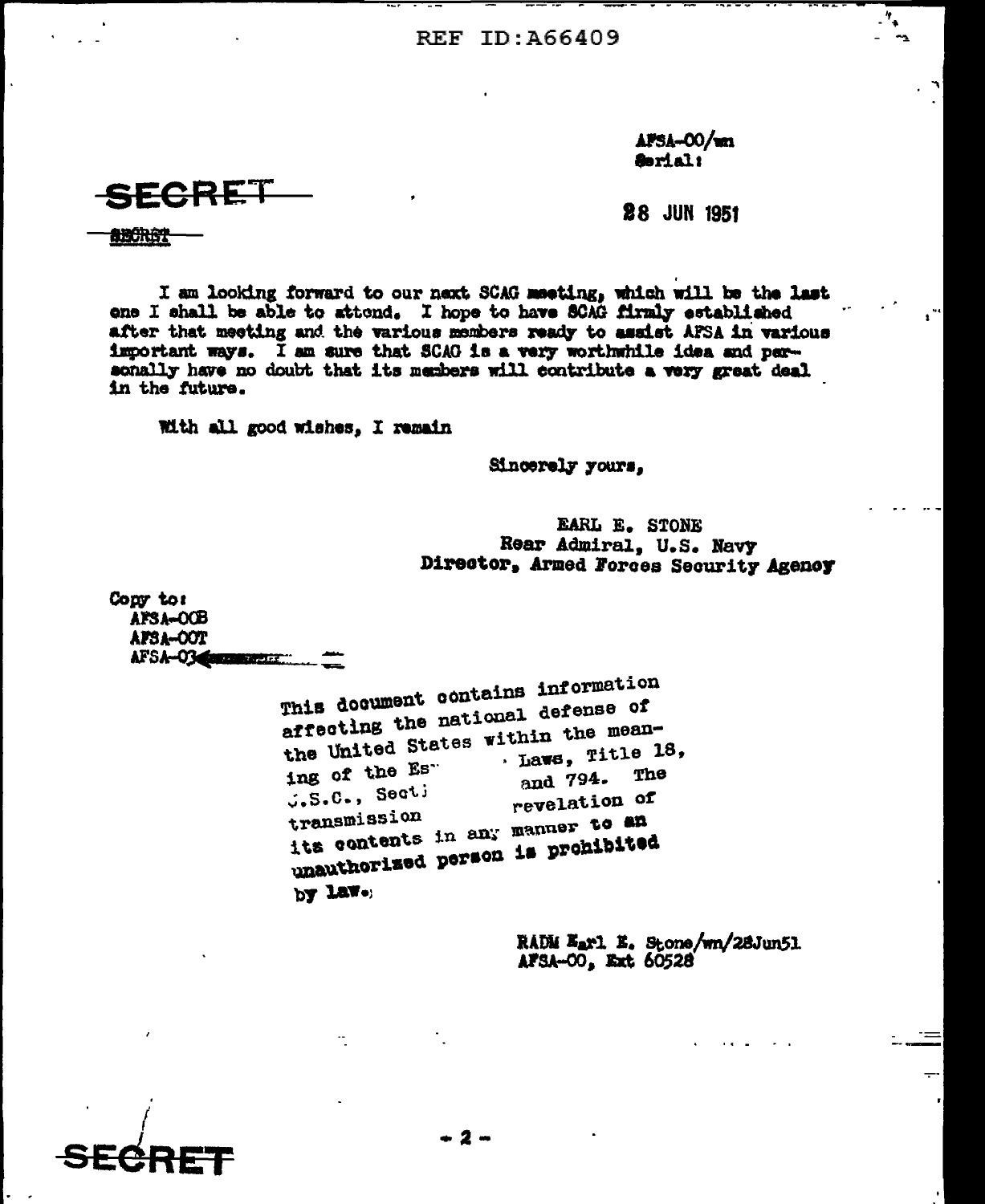REF ID:A66409

AFSA-00/wn
Serial:

SECRET

28 JUN 1951

SECRET

I am looking forward to our next SCAG meeting, which will be the last one I shall be able to attend. I hope to have SCAG firmly established after that meeting and the various members ready to assist AFSA in various important ways. I am sure that SCAG is a very worthwhile idea and personally have no doubt that its members will contribute a very great deal in the future.

With all good wishes, I remain

Sincerely yours,

EARL E. STONE
Rear Admiral, U.S. Navy
Director, Armed Forces Security Agency

Copy to:
AFSA-00B
AFSA-00T
AFSA-03

This document contains information affecting the national defense of the United States within the meaning of the Es Laws, Title 18, U.S.C., Secti and 794. The transmission revelation of its contents in any manner to an unauthorized person is prohibited by law.

RADM Earl E. Stone/wn/28Jun51
AFSA-00, Ext 60528

SECRET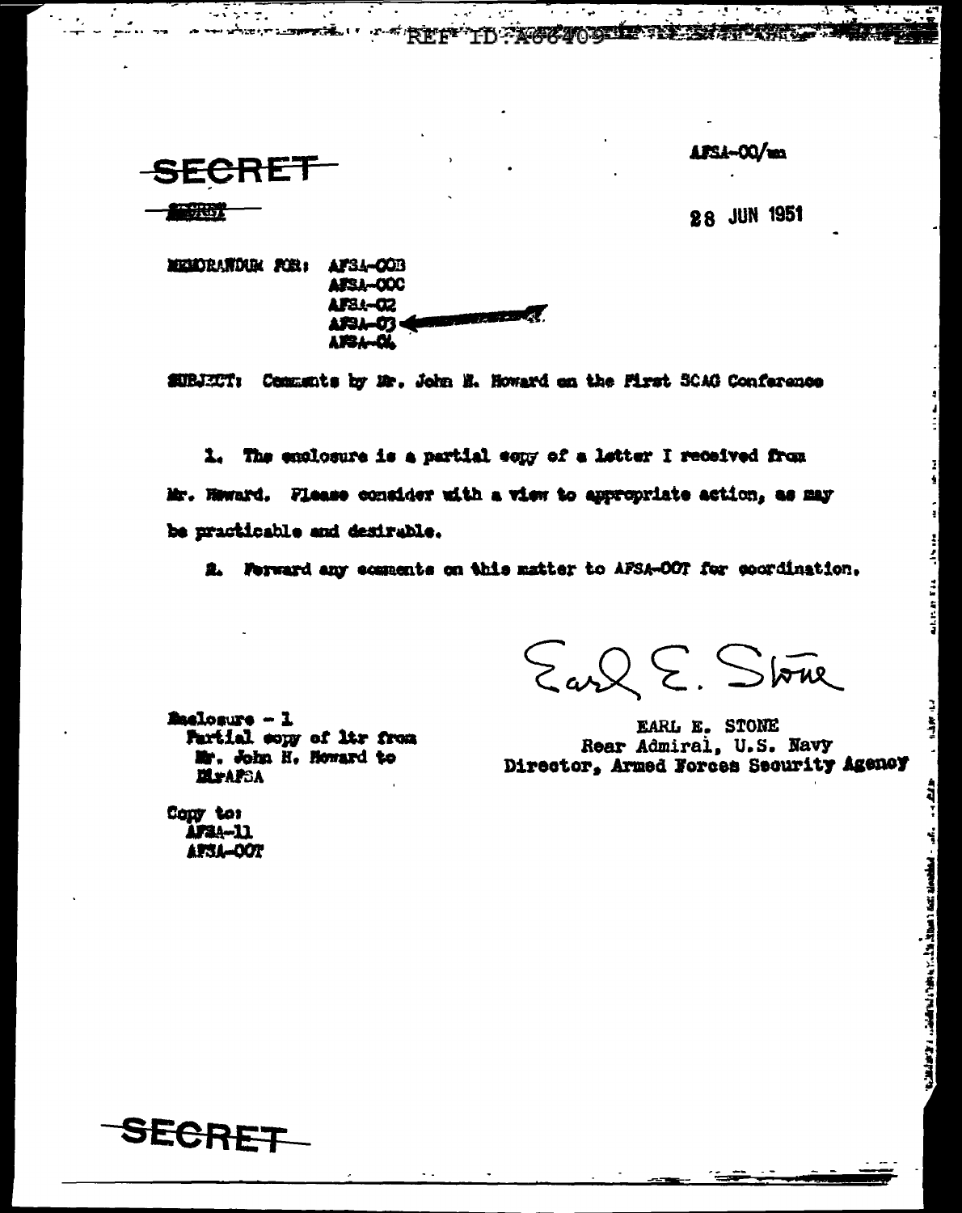SECRET

SECRET

AFSA-00/mn

28 JUN 1951

MEMORANDUM FOR: AFSA-00B
AFSA-00C
AFSA-02
AFSA-03
AFSA-04

SUBJECT: Comments by Mr. John N. Howard on the First SCAG Conference

1. The enclosure is a partial copy of a letter I received from Mr. Howard. Please consider with a view to appropriate action, as may be practicable and desirable.

2. Forward any comments on this matter to AFSA-OOT for coordination.

Earl E. Stone

EARL E. STONE
Rear Admiral, U.S. Navy
Director, Armed Forces Security Agency

Enclosure - 1
Partial copy of ltr from Mr. John N. Howard to DirAFSA

Copy to:
AFSA-11
AFSA-OOT

SECRET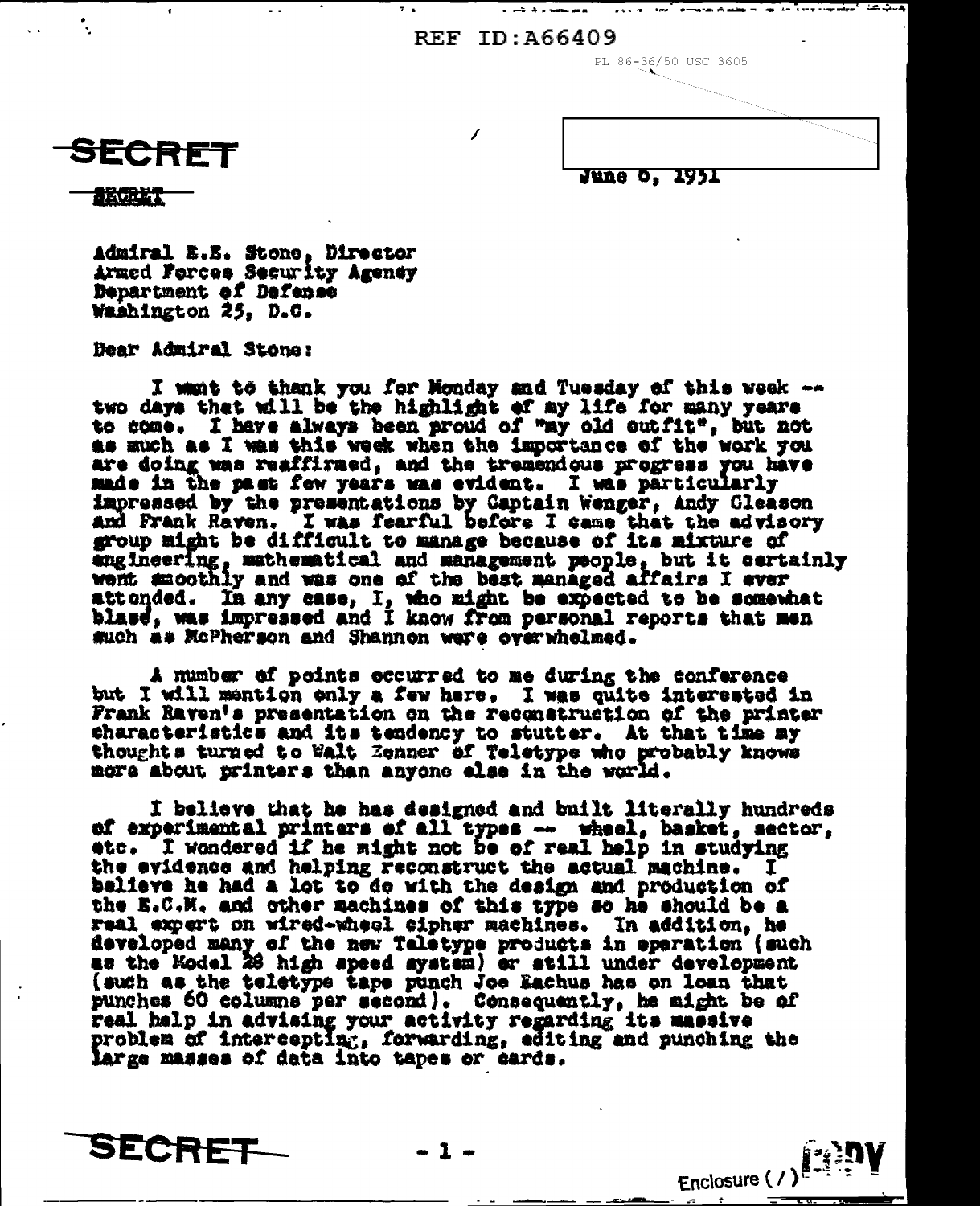REF ID:A66409

PL 86-36/50 USC 3605

**SECRET**

SECRET

June 6, 1951

Admiral E.E. Stone, Director
Armed Forces Security Agency
Department of Defense
Washington 25, D.C.

Dear Admiral Stone:

I want to thank you for Monday and Tuesday of this week -- two days that will be the highlight of my life for many years to come. I have always been proud of "my old outfit", but not as much as I was this week when the importance of the work you are doing was reaffirmed, and the tremendous progress you have made in the past few years was evident. I was particularly impressed by the presentations by Captain Wenger, Andy Gleason and Frank Raven. I was fearful before I came that the advisory group might be difficult to manage because of its mixture of engineering, mathematical and management people, but it certainly went smoothly and was one of the best managed affairs I ever attended. In any case, I, who might be expected to be somewhat blasé, was impressed and I know from personal reports that men such as McPherson and Shannon were overwhelmed.

A number of points occurred to me during the conference but I will mention only a few here. I was quite interested in Frank Raven's presentation on the reconstruction of the printer characteristics and its tendency to stutter. At that time my thoughts turned to Walt Zenner of Teletype who probably knows more about printers than anyone else in the world.

I believe that he has designed and built literally hundreds of experimental printers of all types -- wheel, basket, sector, etc. I wondered if he might not be of real help in studying the evidence and helping reconstruct the actual machine. I believe he had a lot to do with the design and production of the E.C.M. and other machines of this type so he should be a real expert on wired-wheel cipher machines. In addition, he developed many of the new Teletype products in operation (such as the Model 28 high speed system) or still under development (such as the teletype tape punch Joe Eachus has on loan that punches 60 columns per second). Consequently, he might be of real help in advising your activity regarding its massive problem of intercepting, forwarding, editing and punching the large masses of data into tapes or cards.

**SECRET**

Enclosure (/)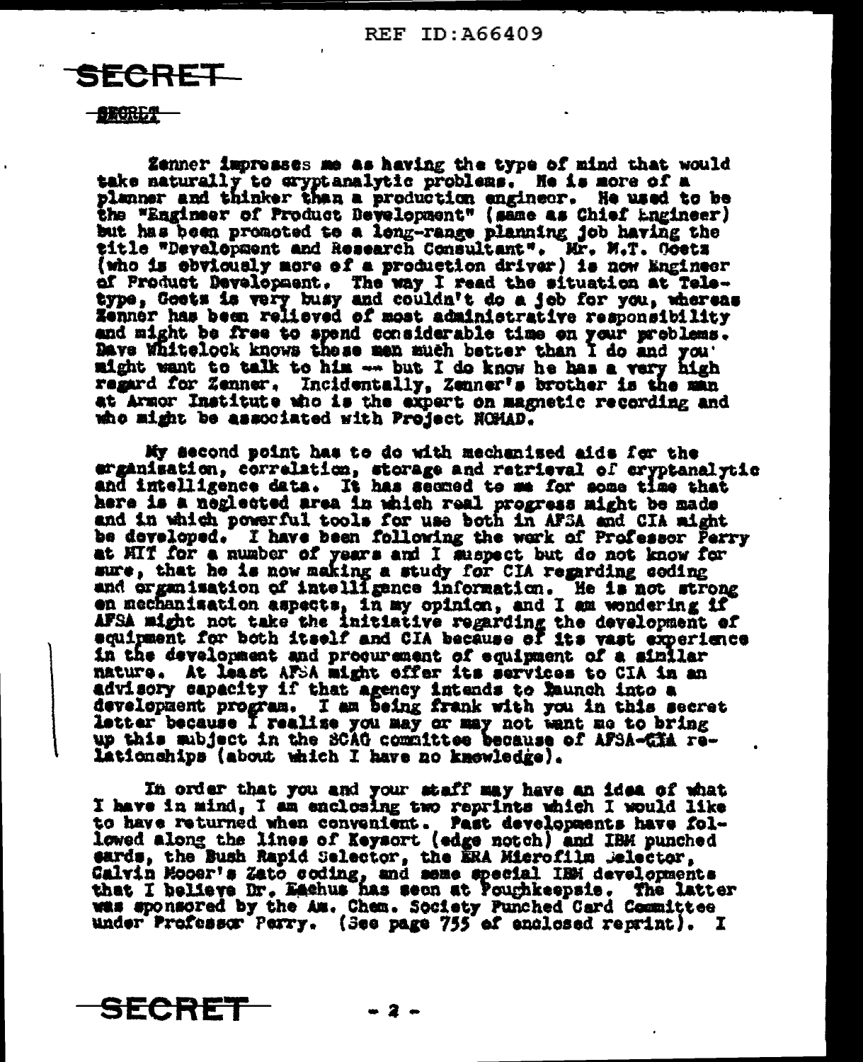SECRET

SECRET

Zenner impresses me as having the type of mind that would take naturally to cryptanalytic problems. He is more of a planner and thinker than a production engineer. He used to be the "Engineer of Product Development" (same as Chief Engineer) but has been promoted to a long-range planning job having the title "Development and Research Consultant". Mr. M.T. Goetz (who is obviously more of a production driver) is now Engineer of Product Development. The way I read the situation at Teletype, Goetz is very busy and couldn't do a job for you, whereas Zenner has been relieved of most administrative responsibility and might be free to spend considerable time on your problems. Dave Whitelock knows these men much better than I do and you might want to talk to him -- but I do know he has a very high regard for Zenner. Incidentally, Zenner's brother is the man at Armor Institute who is the expert on magnetic recording and who might be associated with Project NOMAD.

My second point has to do with mechanized aids for the organization, correlation, storage and retrieval of cryptanalytic and intelligence data. It has seemed to me for some time that here is a neglected area in which real progress might be made and in which powerful tools for use both in AFSA and CIA might be developed. I have been following the work of Professor Perry at MIT for a number of years and I suspect but do not know for sure, that he is now making a study for CIA regarding coding and organization of intelligence information. He is not strong on mechanization aspects, in my opinion, and I am wondering if AFSA might not take the initiative regarding the development of equipment for both itself and CIA because of its vast experience in the development and procurement of equipment of a similar nature. At least AFSA might offer its services to CIA in an advisory capacity if that agency intends to launch into a development program. I am being frank with you in this secret letter because I realize you may or may not want me to bring up this subject in the SCAG committee because of AFSA-CIA relationships (about which I have no knowledge).

In order that you and your staff may have an idea of what I have in mind, I am enclosing two reprints which I would like to have returned when convenient. Past developments have followed along the lines of Keysort (edge notch) and IBM punched cards, the Bush Rapid Selector, the ERA Microfilm Selector, Calvin Mooer's Zato coding, and some special IBM developments that I believe Dr. Eachus has seen at Poughkeepsie. The latter was sponsored by the Am. Chem. Society Punched Card Committee under Professor Perry. (See page 755 of enclosed reprint). I

SECRET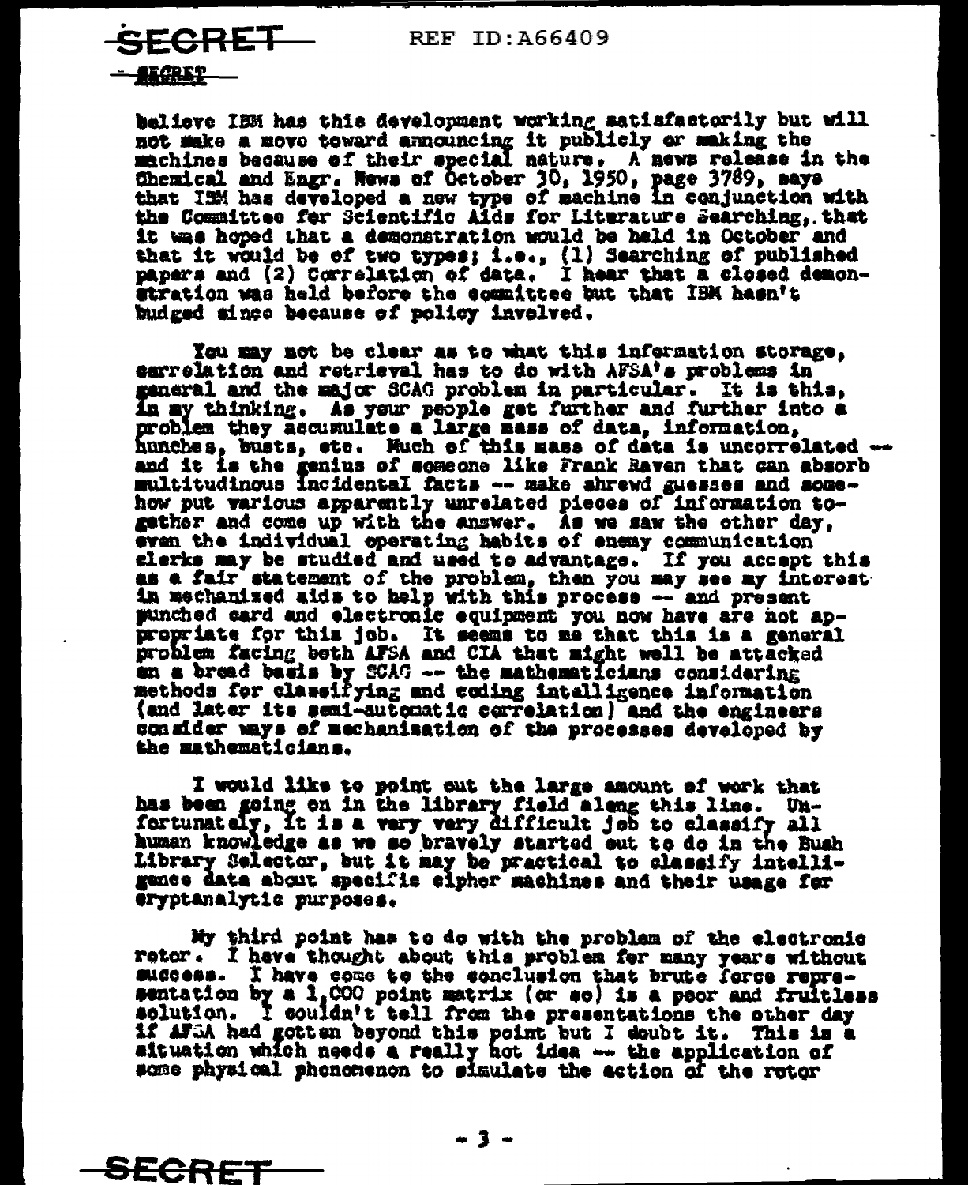believe IBM has this development working satisfactorily but will not make a move toward announcing it publicly or making the machines because of their special nature. A news release in the Chemical and Engr. News of October 30, 1950, page 3789, says that IBM has developed a new type of machine in conjunction with the Committee for Scientific Aids for Literature Searching, that it was hoped that a demonstration would be held in October and that it would be of two types; i.e., (1) Searching of published papers and (2) Correlation of data. I hear that a closed demonstration was held before the committee but that IBM hasn't budged since because of policy involved.

You may not be clear as to what this information storage, correlation and retrieval has to do with AFSA's problems in general and the major SCAG problem in particular. It is this, in my thinking. As your people get further and further into a problem they accumulate a large mass of data, information, hunches, busts, etc. Much of this mass of data is uncorrelated -- and it is the genius of someone like Frank Raven that can absorb multitudinous incidental facts -- make shrewd guesses and somehow put various apparently unrelated pieces of information together and come up with the answer. As we saw the other day, even the individual operating habits of enemy communication clerks may be studied and used to advantage. If you accept this as a fair statement of the problem, then you may see my interest in mechanized aids to help with this process -- and present punched card and electronic equipment you now have are not appropriate for this job. It seems to me that this is a general problem facing both AFSA and CIA that might well be attacked on a broad basis by SCAG -- the mathematicians considering methods for classifying and coding intelligence information (and later its semi-automatic correlation) and the engineers consider ways of mechanization of the processes developed by the mathematicians.

I would like to point out the large amount of work that has been going on in the library field along this line. Unfortunately, it is a very very difficult job to classify all human knowledge as we so bravely started out to do in the Bush Library Selector, but it may be practical to classify intelligence data about specific cipher machines and their usage for cryptanalytic purposes.

My third point has to do with the problem of the electronic rotor. I have thought about this problem for many years without success. I have come to the conclusion that brute force representation by a 1,000 point matrix (or so) is a poor and fruitless solution. I couldn't tell from the presentations the other day if AFSA had gotten beyond this point but I doubt it. This is a situation which needs a really hot idea -- the application of some physical phenomenon to simulate the action of the rotor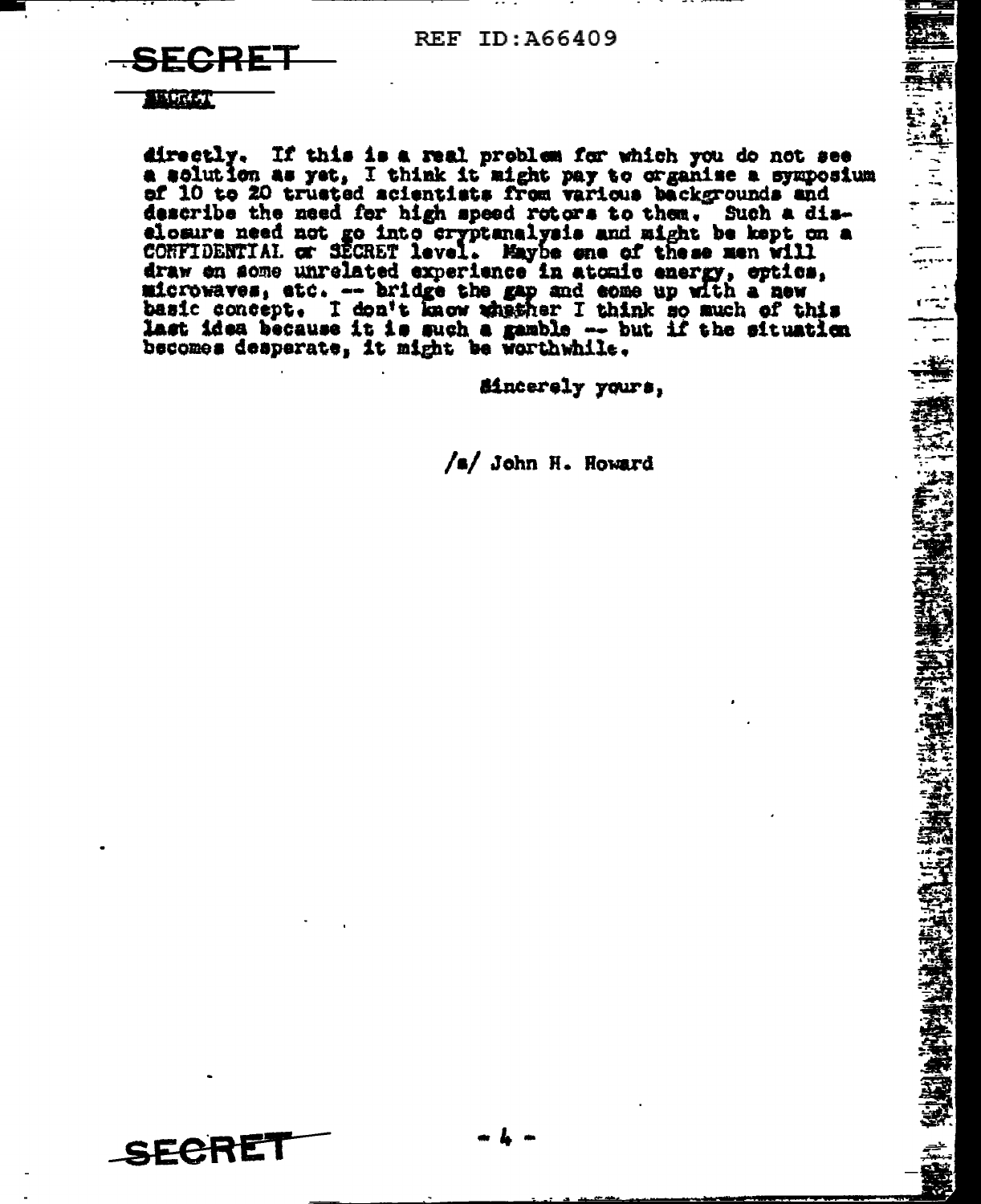directly. If this is a real problem for which you do not see a solution as yet, I think it might pay to organize a symposium of 10 to 20 trusted scientists from various backgrounds and describe the need for high speed rotors to them. Such a disclosure need not go into cryptanalysis and might be kept on a CONFIDENTIAL or SECRET level. Maybe one of these men will draw on some unrelated experience in atomic energy, optics, microwaves, etc. -- bridge the gap and come up with a new basic concept. I don't know whether I think so much of this last idea because it is such a gamble -- but if the situation becomes desperate, it might be worthwhile.

Sincerely yours,

/s/ John H. Howard